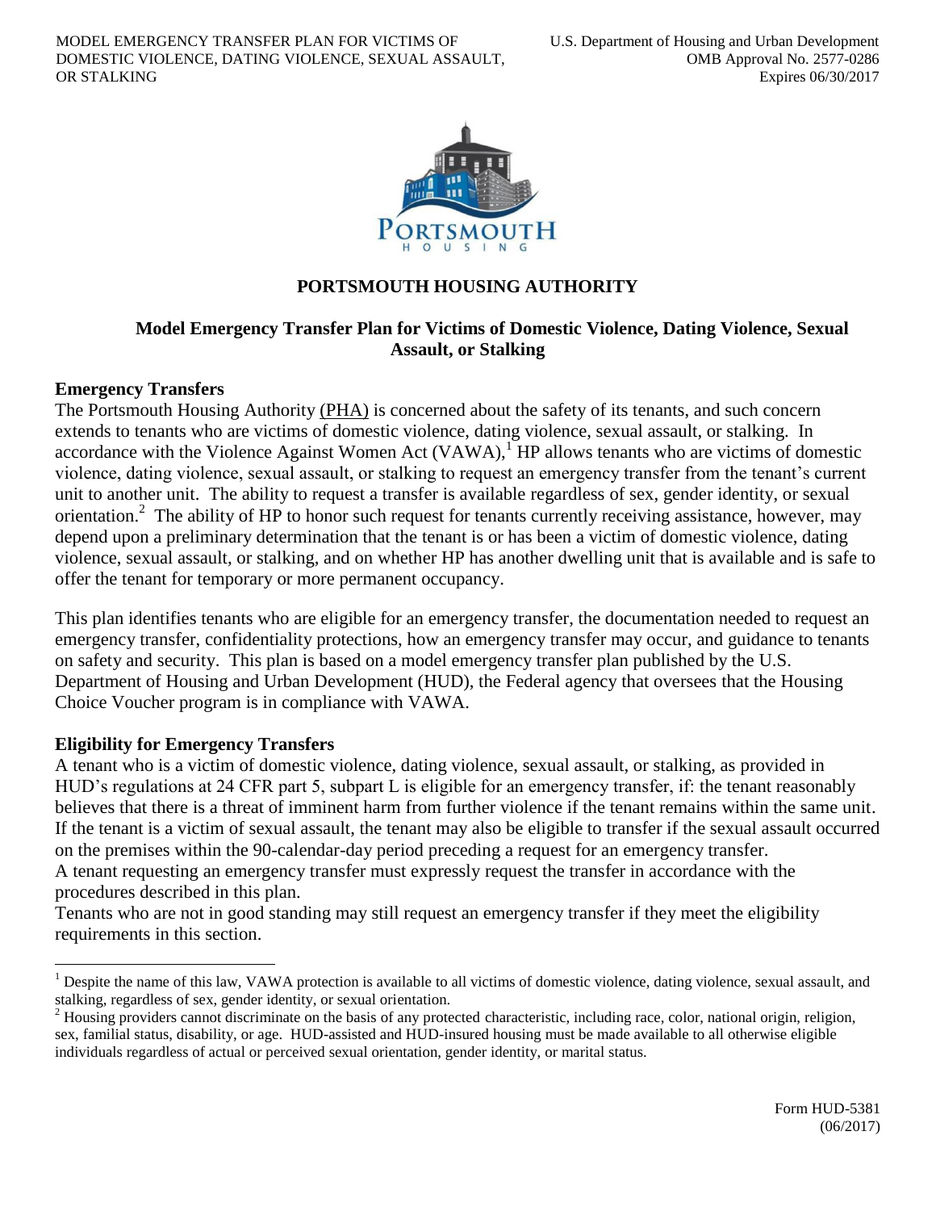# PORTSMOUTH HOUSING AUTHORITY

## Model Emergency Transfer Plan for Victims of Domestic Violence, Dating Violence, Sexual Assault, or Stalking

### Emergency Transfers

The Portsmouth Housing Authority (PHA) is concerned about the safety of its tenants, and such concern extends to tenants who are victims of domestic violence, dating violence, sexual assault, or stalking. In accordance with the Violence Against Women Act (VAWA),[1] HP allows tenants who are victims of domestic violence, dating violence, sexual assault, or stalking to request an emergency transfer from the tenant's current unit to another unit. The ability to request a transfer is available regardless of sex, gender identity, or sexual orientation.[2] The ability of HP to honor such request for tenants currently receiving assistance, however, may depend upon a preliminary determination that the tenant is or has been a victim of domestic violence, dating violence, sexual assault, or stalking, and on whether HP has another dwelling unit that is available and is safe to offer the tenant for temporary or more permanent occupancy.

This plan identifies tenants who are eligible for an emergency transfer, the documentation needed to request an emergency transfer, confidentiality protections, how an emergency transfer may occur, and guidance to tenants on safety and security. This plan is based on a model emergency transfer plan published by the U.S. Department of Housing and Urban Development (HUD), the Federal agency that oversees that the Housing Choice Voucher program is in compliance with VAWA.

### Eligibility for Emergency Transfers

A tenant who is a victim of domestic violence, dating violence, sexual assault, or stalking, as provided in HUD's regulations at 24 CFR part 5, subpart L is eligible for an emergency transfer, if: the tenant reasonably believes that there is a threat of imminent harm from further violence if the tenant remains within the same unit. If the tenant is a victim of sexual assault, the tenant may also be eligible to transfer if the sexual assault occurred on the premises within the 90-calendar-day period preceding a request for an emergency transfer.
A tenant requesting an emergency transfer must expressly request the transfer in accordance with the procedures described in this plan.
Tenants who are not in good standing may still request an emergency transfer if they meet the eligibility requirements in this section.

[1] Despite the name of this law, VAWA protection is available to all victims of domestic violence, dating violence, sexual assault, and stalking, regardless of sex, gender identity, or sexual orientation.

[2] Housing providers cannot discriminate on the basis of any protected characteristic, including race, color, national origin, religion, sex, familial status, disability, or age. HUD-assisted and HUD-insured housing must be made available to all otherwise eligible individuals regardless of actual or perceived sexual orientation, gender identity, or marital status.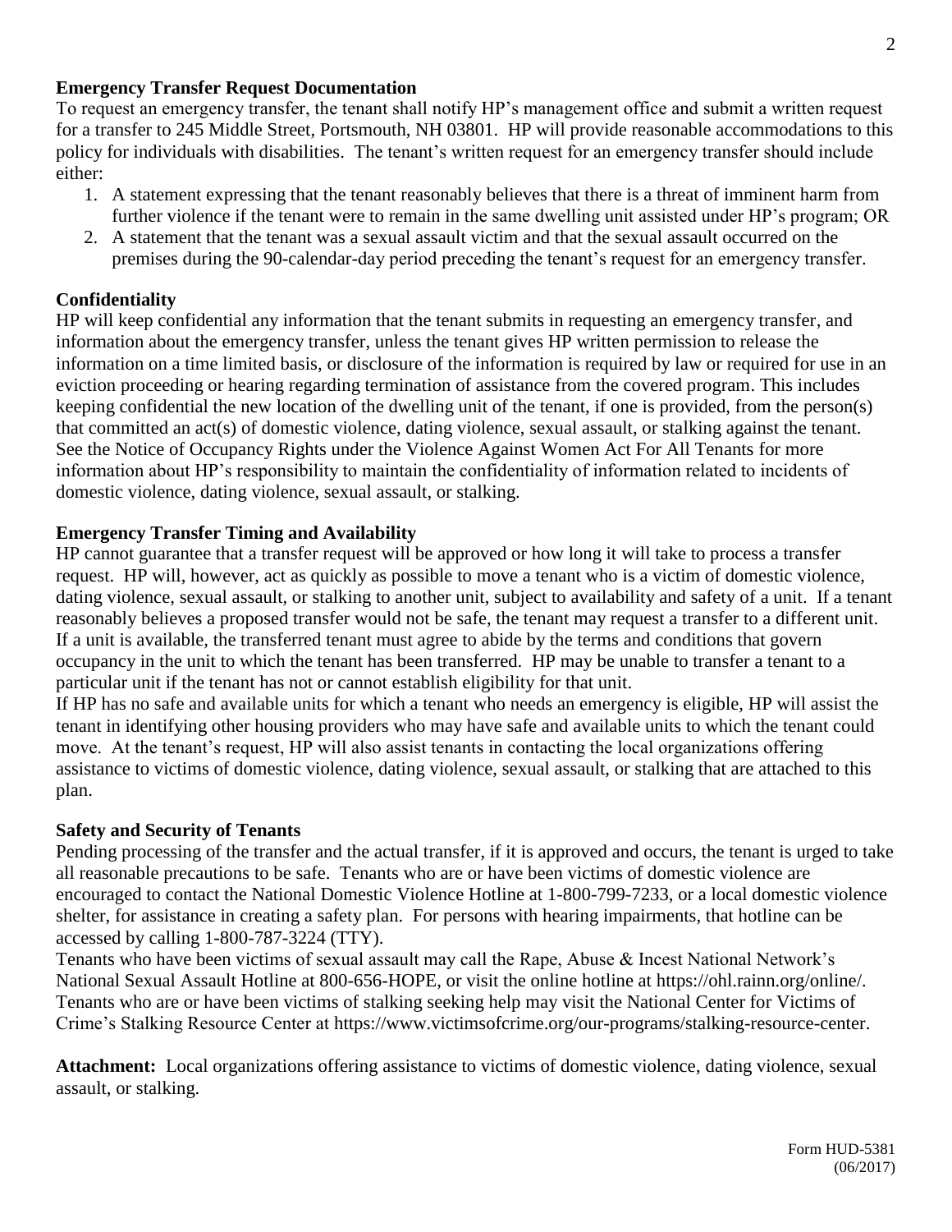**Emergency Transfer Request Documentation**

To request an emergency transfer, the tenant shall notify HP's management office and submit a written request for a transfer to 245 Middle Street, Portsmouth, NH 03801. HP will provide reasonable accommodations to this policy for individuals with disabilities. The tenant's written request for an emergency transfer should include either:

1. A statement expressing that the tenant reasonably believes that there is a threat of imminent harm from further violence if the tenant were to remain in the same dwelling unit assisted under HP's program; OR
2. A statement that the tenant was a sexual assault victim and that the sexual assault occurred on the premises during the 90-calendar-day period preceding the tenant's request for an emergency transfer.

**Confidentiality**

HP will keep confidential any information that the tenant submits in requesting an emergency transfer, and information about the emergency transfer, unless the tenant gives HP written permission to release the information on a time limited basis, or disclosure of the information is required by law or required for use in an eviction proceeding or hearing regarding termination of assistance from the covered program. This includes keeping confidential the new location of the dwelling unit of the tenant, if one is provided, from the person(s) that committed an act(s) of domestic violence, dating violence, sexual assault, or stalking against the tenant. See the Notice of Occupancy Rights under the Violence Against Women Act For All Tenants for more information about HP's responsibility to maintain the confidentiality of information related to incidents of domestic violence, dating violence, sexual assault, or stalking.

**Emergency Transfer Timing and Availability**

HP cannot guarantee that a transfer request will be approved or how long it will take to process a transfer request. HP will, however, act as quickly as possible to move a tenant who is a victim of domestic violence, dating violence, sexual assault, or stalking to another unit, subject to availability and safety of a unit. If a tenant reasonably believes a proposed transfer would not be safe, the tenant may request a transfer to a different unit. If a unit is available, the transferred tenant must agree to abide by the terms and conditions that govern occupancy in the unit to which the tenant has been transferred. HP may be unable to transfer a tenant to a particular unit if the tenant has not or cannot establish eligibility for that unit.

If HP has no safe and available units for which a tenant who needs an emergency is eligible, HP will assist the tenant in identifying other housing providers who may have safe and available units to which the tenant could move. At the tenant's request, HP will also assist tenants in contacting the local organizations offering assistance to victims of domestic violence, dating violence, sexual assault, or stalking that are attached to this plan.

**Safety and Security of Tenants**

Pending processing of the transfer and the actual transfer, if it is approved and occurs, the tenant is urged to take all reasonable precautions to be safe. Tenants who are or have been victims of domestic violence are encouraged to contact the National Domestic Violence Hotline at 1-800-799-7233, or a local domestic violence shelter, for assistance in creating a safety plan. For persons with hearing impairments, that hotline can be accessed by calling 1-800-787-3224 (TTY).

Tenants who have been victims of sexual assault may call the Rape, Abuse & Incest National Network's National Sexual Assault Hotline at 800-656-HOPE, or visit the online hotline at https://ohl.rainn.org/online/. Tenants who are or have been victims of stalking seeking help may visit the National Center for Victims of Crime's Stalking Resource Center at https://www.victimsofcrime.org/our-programs/stalking-resource-center.

**Attachment:** Local organizations offering assistance to victims of domestic violence, dating violence, sexual assault, or stalking.

Form HUD-5381
(06/2017)